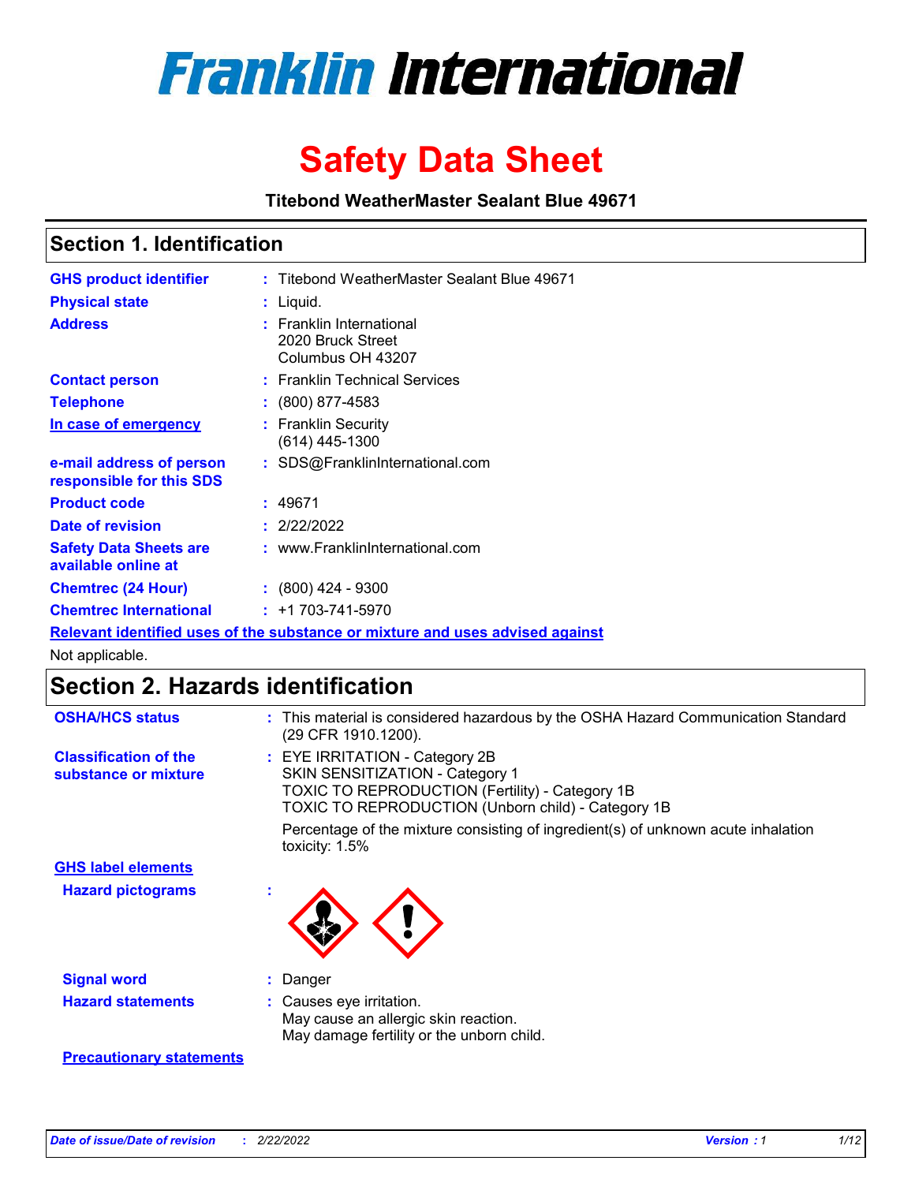# Franklin International

# Safety Data Sheet

**Titebond WeatherMaster Sealant Blue 49671**

## Section 1. Identification

| | | |
|---|---|---|
| **GHS product identifier** | : | Titebond WeatherMaster Sealant Blue 49671 |
| **Physical state** | : | Liquid. |
| **Address** | : | Franklin International<br>2020 Bruck Street<br>Columbus OH 43207 |
| **Contact person** | : | Franklin Technical Services |
| **Telephone** | : | (800) 877-4583 |
| **In case of emergency** | : | Franklin Security<br>(614) 445-1300 |
| **e-mail address of person responsible for this SDS** | : | SDS@FranklinInternational.com |
| **Product code** | : | 49671 |
| **Date of revision** | : | 2/22/2022 |
| **Safety Data Sheets are available online at** | : | www.FranklinInternational.com |
| **Chemtrec (24 Hour)** | : | (800) 424 - 9300 |
| **Chemtrec International** | : | +1 703-741-5970 |

**Relevant identified uses of the substance or mixture and uses advised against**

Not applicable.

## Section 2. Hazards identification

| | | |
|---|---|---|
| **OSHA/HCS status** | : | This material is considered hazardous by the OSHA Hazard Communication Standard (29 CFR 1910.1200). |
| **Classification of the substance or mixture** | : | EYE IRRITATION - Category 2B<br>SKIN SENSITIZATION - Category 1<br>TOXIC TO REPRODUCTION (Fertility) - Category 1B<br>TOXIC TO REPRODUCTION (Unborn child) - Category 1B<br><br>Percentage of the mixture consisting of ingredient(s) of unknown acute inhalation toxicity: 1.5% |

**GHS label elements**

| | | |
|---|---|---|
| **Hazard pictograms** | : | |
| **Signal word** | : | Danger |
| **Hazard statements** | : | Causes eye irritation.<br>May cause an allergic skin reaction.<br>May damage fertility or the unborn child. |

**Precautionary statements**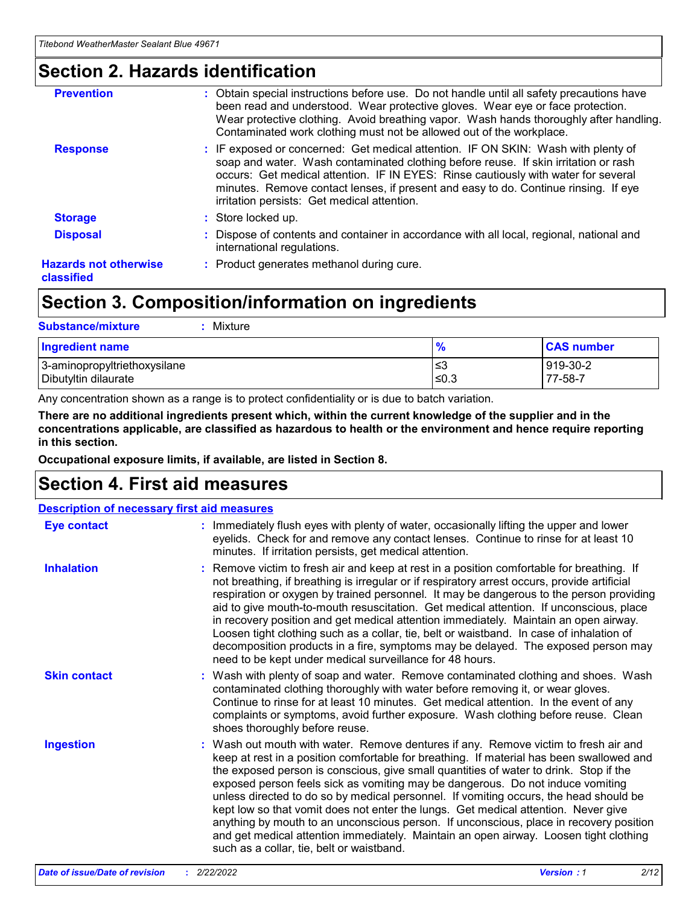## Section 2. Hazards identification

**Prevention** : Obtain special instructions before use. Do not handle until all safety precautions have been read and understood. Wear protective gloves. Wear eye or face protection. Wear protective clothing. Avoid breathing vapor. Wash hands thoroughly after handling. Contaminated work clothing must not be allowed out of the workplace.

**Response** : IF exposed or concerned: Get medical attention. IF ON SKIN: Wash with plenty of soap and water. Wash contaminated clothing before reuse. If skin irritation or rash occurs: Get medical attention. IF IN EYES: Rinse cautiously with water for several minutes. Remove contact lenses, if present and easy to do. Continue rinsing. If eye irritation persists: Get medical attention.

**Storage** : Store locked up.

**Disposal** : Dispose of contents and container in accordance with all local, regional, national and international regulations.

**Hazards not otherwise classified** : Product generates methanol during cure.

## Section 3. Composition/information on ingredients

**Substance/mixture** : Mixture

| Ingredient name | % | CAS number |
|---|---|---|
| 3-aminopropyltriethoxysilane | ≤3 | 919-30-2 |
| Dibutyltin dilaurate | ≤0.3 | 77-58-7 |

Any concentration shown as a range is to protect confidentiality or is due to batch variation.

**There are no additional ingredients present which, within the current knowledge of the supplier and in the concentrations applicable, are classified as hazardous to health or the environment and hence require reporting in this section.**

**Occupational exposure limits, if available, are listed in Section 8.**

## Section 4. First aid measures

### Description of necessary first aid measures

**Eye contact** : Immediately flush eyes with plenty of water, occasionally lifting the upper and lower eyelids. Check for and remove any contact lenses. Continue to rinse for at least 10 minutes. If irritation persists, get medical attention.

**Inhalation** : Remove victim to fresh air and keep at rest in a position comfortable for breathing. If not breathing, if breathing is irregular or if respiratory arrest occurs, provide artificial respiration or oxygen by trained personnel. It may be dangerous to the person providing aid to give mouth-to-mouth resuscitation. Get medical attention. If unconscious, place in recovery position and get medical attention immediately. Maintain an open airway. Loosen tight clothing such as a collar, tie, belt or waistband. In case of inhalation of decomposition products in a fire, symptoms may be delayed. The exposed person may need to be kept under medical surveillance for 48 hours.

**Skin contact** : Wash with plenty of soap and water. Remove contaminated clothing and shoes. Wash contaminated clothing thoroughly with water before removing it, or wear gloves. Continue to rinse for at least 10 minutes. Get medical attention. In the event of any complaints or symptoms, avoid further exposure. Wash clothing before reuse. Clean shoes thoroughly before reuse.

**Ingestion** : Wash out mouth with water. Remove dentures if any. Remove victim to fresh air and keep at rest in a position comfortable for breathing. If material has been swallowed and the exposed person is conscious, give small quantities of water to drink. Stop if the exposed person feels sick as vomiting may be dangerous. Do not induce vomiting unless directed to do so by medical personnel. If vomiting occurs, the head should be kept low so that vomit does not enter the lungs. Get medical attention. Never give anything by mouth to an unconscious person. If unconscious, place in recovery position and get medical attention immediately. Maintain an open airway. Loosen tight clothing such as a collar, tie, belt or waistband.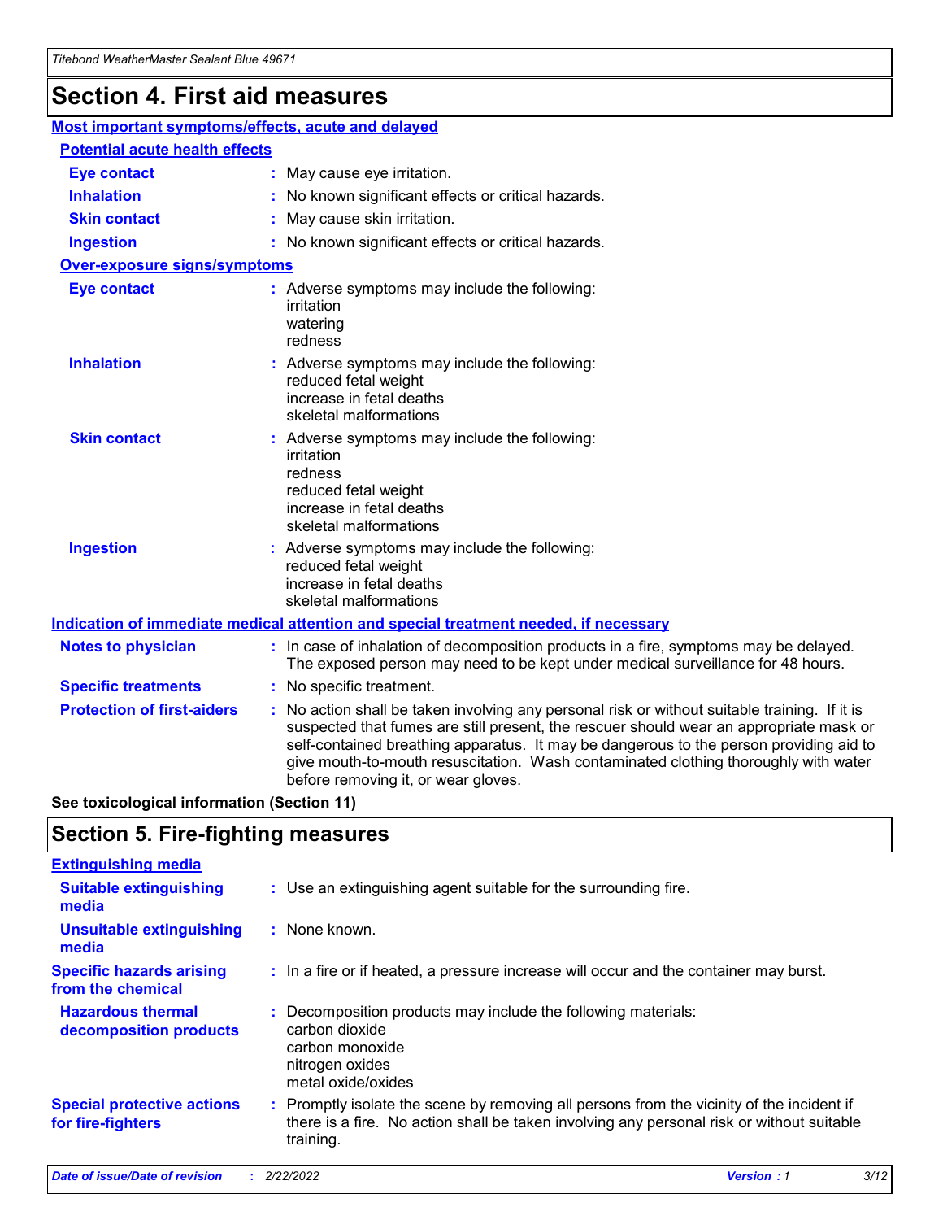# Section 4. First aid measures

## Most important symptoms/effects, acute and delayed

### Potential acute health effects

**Eye contact** : May cause eye irritation.

**Inhalation** : No known significant effects or critical hazards.

**Skin contact** : May cause skin irritation.

**Ingestion** : No known significant effects or critical hazards.

### Over-exposure signs/symptoms

**Eye contact** : Adverse symptoms may include the following:
irritation
watering
redness

**Inhalation** : Adverse symptoms may include the following:
reduced fetal weight
increase in fetal deaths
skeletal malformations

**Skin contact** : Adverse symptoms may include the following:
irritation
redness
reduced fetal weight
increase in fetal deaths
skeletal malformations

**Ingestion** : Adverse symptoms may include the following:
reduced fetal weight
increase in fetal deaths
skeletal malformations

## Indication of immediate medical attention and special treatment needed, if necessary

**Notes to physician** : In case of inhalation of decomposition products in a fire, symptoms may be delayed. The exposed person may need to be kept under medical surveillance for 48 hours.

**Specific treatments** : No specific treatment.

**Protection of first-aiders** : No action shall be taken involving any personal risk or without suitable training. If it is suspected that fumes are still present, the rescuer should wear an appropriate mask or self-contained breathing apparatus. It may be dangerous to the person providing aid to give mouth-to-mouth resuscitation. Wash contaminated clothing thoroughly with water before removing it, or wear gloves.

**See toxicological information (Section 11)**

# Section 5. Fire-fighting measures

## Extinguishing media

**Suitable extinguishing media** : Use an extinguishing agent suitable for the surrounding fire.

**Unsuitable extinguishing media** : None known.

**Specific hazards arising from the chemical** : In a fire or if heated, a pressure increase will occur and the container may burst.

**Hazardous thermal decomposition products** : Decomposition products may include the following materials:
carbon dioxide
carbon monoxide
nitrogen oxides
metal oxide/oxides

**Special protective actions for fire-fighters** : Promptly isolate the scene by removing all persons from the vicinity of the incident if there is a fire. No action shall be taken involving any personal risk or without suitable training.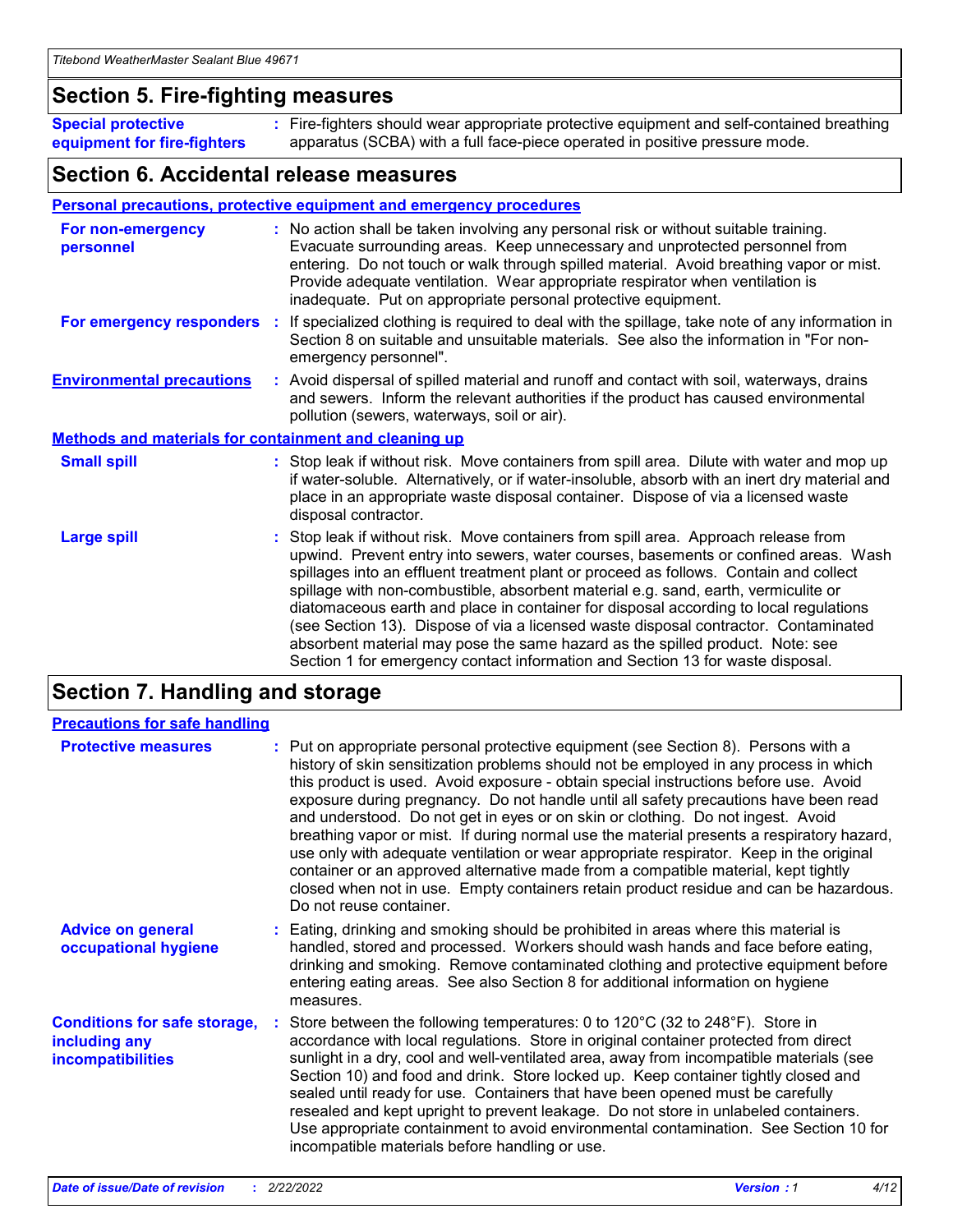## Section 5. Fire-fighting measures

**Special protective equipment for fire-fighters** : Fire-fighters should wear appropriate protective equipment and self-contained breathing apparatus (SCBA) with a full face-piece operated in positive pressure mode.

## Section 6. Accidental release measures

### Personal precautions, protective equipment and emergency procedures

**For non-emergency personnel** : No action shall be taken involving any personal risk or without suitable training. Evacuate surrounding areas. Keep unnecessary and unprotected personnel from entering. Do not touch or walk through spilled material. Avoid breathing vapor or mist. Provide adequate ventilation. Wear appropriate respirator when ventilation is inadequate. Put on appropriate personal protective equipment.

**For emergency responders** : If specialized clothing is required to deal with the spillage, take note of any information in Section 8 on suitable and unsuitable materials. See also the information in "For non-emergency personnel".

**Environmental precautions** : Avoid dispersal of spilled material and runoff and contact with soil, waterways, drains and sewers. Inform the relevant authorities if the product has caused environmental pollution (sewers, waterways, soil or air).

### Methods and materials for containment and cleaning up

**Small spill** : Stop leak if without risk. Move containers from spill area. Dilute with water and mop up if water-soluble. Alternatively, or if water-insoluble, absorb with an inert dry material and place in an appropriate waste disposal container. Dispose of via a licensed waste disposal contractor.

**Large spill** : Stop leak if without risk. Move containers from spill area. Approach release from upwind. Prevent entry into sewers, water courses, basements or confined areas. Wash spillages into an effluent treatment plant or proceed as follows. Contain and collect spillage with non-combustible, absorbent material e.g. sand, earth, vermiculite or diatomaceous earth and place in container for disposal according to local regulations (see Section 13). Dispose of via a licensed waste disposal contractor. Contaminated absorbent material may pose the same hazard as the spilled product. Note: see Section 1 for emergency contact information and Section 13 for waste disposal.

## Section 7. Handling and storage

### Precautions for safe handling

**Protective measures** : Put on appropriate personal protective equipment (see Section 8). Persons with a history of skin sensitization problems should not be employed in any process in which this product is used. Avoid exposure - obtain special instructions before use. Avoid exposure during pregnancy. Do not handle until all safety precautions have been read and understood. Do not get in eyes or on skin or clothing. Do not ingest. Avoid breathing vapor or mist. If during normal use the material presents a respiratory hazard, use only with adequate ventilation or wear appropriate respirator. Keep in the original container or an approved alternative made from a compatible material, kept tightly closed when not in use. Empty containers retain product residue and can be hazardous. Do not reuse container.

**Advice on general occupational hygiene** : Eating, drinking and smoking should be prohibited in areas where this material is handled, stored and processed. Workers should wash hands and face before eating, drinking and smoking. Remove contaminated clothing and protective equipment before entering eating areas. See also Section 8 for additional information on hygiene measures.

**Conditions for safe storage, including any incompatibilities** : Store between the following temperatures: 0 to 120°C (32 to 248°F). Store in accordance with local regulations. Store in original container protected from direct sunlight in a dry, cool and well-ventilated area, away from incompatible materials (see Section 10) and food and drink. Store locked up. Keep container tightly closed and sealed until ready for use. Containers that have been opened must be carefully resealed and kept upright to prevent leakage. Do not store in unlabeled containers. Use appropriate containment to avoid environmental contamination. See Section 10 for incompatible materials before handling or use.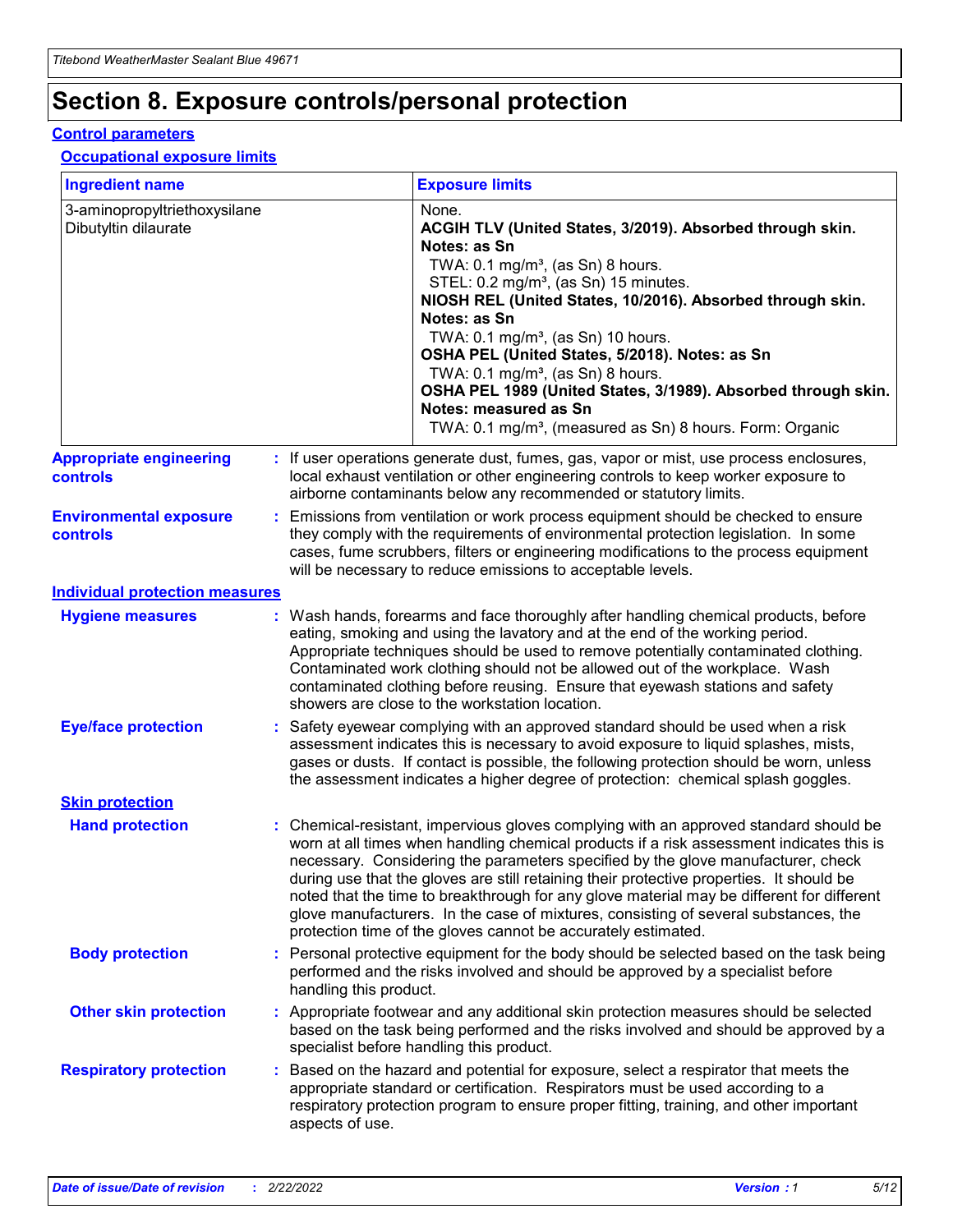# Section 8. Exposure controls/personal protection

## Control parameters

### Occupational exposure limits

| Ingredient name | Exposure limits |
|---|---|
| 3-aminopropyltriethoxysilane | None. |
| Dibutyltin dilaurate | **ACGIH TLV (United States, 3/2019). Absorbed through skin. Notes: as Sn**<br>TWA: 0.1 mg/m³, (as Sn) 8 hours.<br>STEL: 0.2 mg/m³, (as Sn) 15 minutes.<br>**NIOSH REL (United States, 10/2016). Absorbed through skin. Notes: as Sn**<br>TWA: 0.1 mg/m³, (as Sn) 10 hours.<br>**OSHA PEL (United States, 5/2018). Notes: as Sn**<br>TWA: 0.1 mg/m³, (as Sn) 8 hours.<br>**OSHA PEL 1989 (United States, 3/1989). Absorbed through skin. Notes: measured as Sn**<br>TWA: 0.1 mg/m³, (measured as Sn) 8 hours. Form: Organic |

**Appropriate engineering controls** : If user operations generate dust, fumes, gas, vapor or mist, use process enclosures, local exhaust ventilation or other engineering controls to keep worker exposure to airborne contaminants below any recommended or statutory limits.

**Environmental exposure controls** : Emissions from ventilation or work process equipment should be checked to ensure they comply with the requirements of environmental protection legislation. In some cases, fume scrubbers, filters or engineering modifications to the process equipment will be necessary to reduce emissions to acceptable levels.

## Individual protection measures

**Hygiene measures** : Wash hands, forearms and face thoroughly after handling chemical products, before eating, smoking and using the lavatory and at the end of the working period. Appropriate techniques should be used to remove potentially contaminated clothing. Contaminated work clothing should not be allowed out of the workplace. Wash contaminated clothing before reusing. Ensure that eyewash stations and safety showers are close to the workstation location.

**Eye/face protection** : Safety eyewear complying with an approved standard should be used when a risk assessment indicates this is necessary to avoid exposure to liquid splashes, mists, gases or dusts. If contact is possible, the following protection should be worn, unless the assessment indicates a higher degree of protection: chemical splash goggles.

### Skin protection

**Hand protection** : Chemical-resistant, impervious gloves complying with an approved standard should be worn at all times when handling chemical products if a risk assessment indicates this is necessary. Considering the parameters specified by the glove manufacturer, check during use that the gloves are still retaining their protective properties. It should be noted that the time to breakthrough for any glove material may be different for different glove manufacturers. In the case of mixtures, consisting of several substances, the protection time of the gloves cannot be accurately estimated.

**Body protection** : Personal protective equipment for the body should be selected based on the task being performed and the risks involved and should be approved by a specialist before handling this product.

**Other skin protection** : Appropriate footwear and any additional skin protection measures should be selected based on the task being performed and the risks involved and should be approved by a specialist before handling this product.

**Respiratory protection** : Based on the hazard and potential for exposure, select a respirator that meets the appropriate standard or certification. Respirators must be used according to a respiratory protection program to ensure proper fitting, training, and other important aspects of use.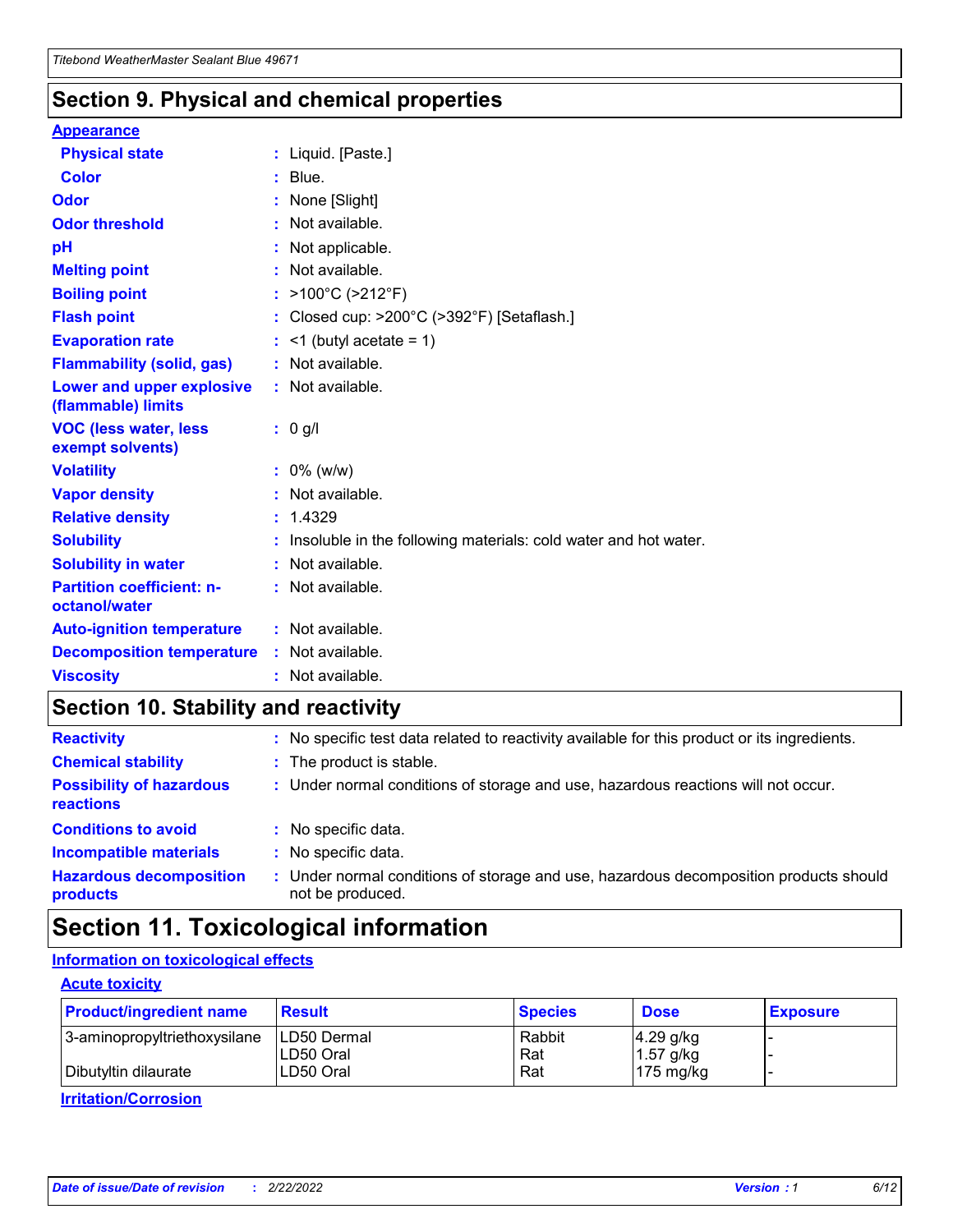## Section 9. Physical and chemical properties

**Appearance**

| | | |
|---|---|---|
| **Physical state** | : | Liquid. [Paste.] |
| **Color** | : | Blue. |
| **Odor** | : | None [Slight] |
| **Odor threshold** | : | Not available. |
| **pH** | : | Not applicable. |
| **Melting point** | : | Not available. |
| **Boiling point** | : | >100°C (>212°F) |
| **Flash point** | : | Closed cup: >200°C (>392°F) [Setaflash.] |
| **Evaporation rate** | : | <1 (butyl acetate = 1) |
| **Flammability (solid, gas)** | : | Not available. |
| **Lower and upper explosive (flammable) limits** | : | Not available. |
| **VOC (less water, less exempt solvents)** | : | 0 g/l |
| **Volatility** | : | 0% (w/w) |
| **Vapor density** | : | Not available. |
| **Relative density** | : | 1.4329 |
| **Solubility** | : | Insoluble in the following materials: cold water and hot water. |
| **Solubility in water** | : | Not available. |
| **Partition coefficient: n-octanol/water** | : | Not available. |
| **Auto-ignition temperature** | : | Not available. |
| **Decomposition temperature** | : | Not available. |
| **Viscosity** | : | Not available. |

## Section 10. Stability and reactivity

| | | |
|---|---|---|
| **Reactivity** | : | No specific test data related to reactivity available for this product or its ingredients. |
| **Chemical stability** | : | The product is stable. |
| **Possibility of hazardous reactions** | : | Under normal conditions of storage and use, hazardous reactions will not occur. |
| **Conditions to avoid** | : | No specific data. |
| **Incompatible materials** | : | No specific data. |
| **Hazardous decomposition products** | : | Under normal conditions of storage and use, hazardous decomposition products should not be produced. |

## Section 11. Toxicological information

**Information on toxicological effects**

**Acute toxicity**

| Product/ingredient name | Result | Species | Dose | Exposure |
|---|---|---|---|---|
| 3-aminopropyltriethoxysilane | LD50 Dermal | Rabbit | 4.29 g/kg | - |
| | LD50 Oral | Rat | 1.57 g/kg | - |
| Dibutyltin dilaurate | LD50 Oral | Rat | 175 mg/kg | - |

**Irritation/Corrosion**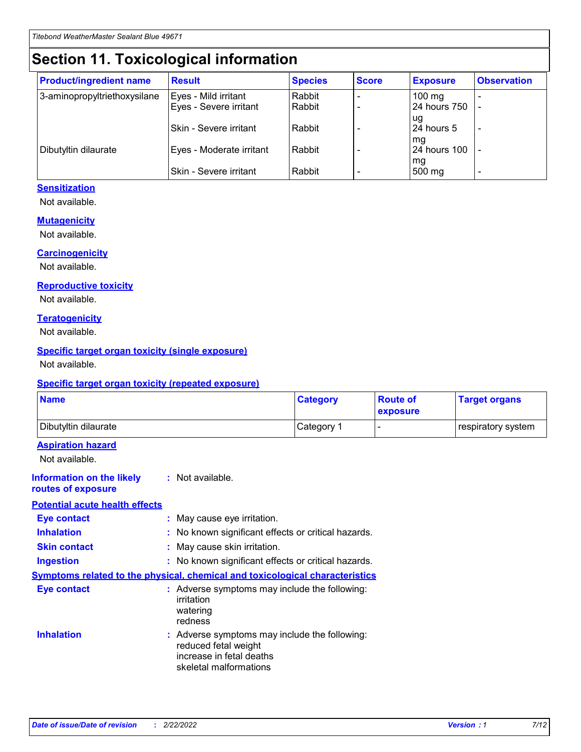# Section 11. Toxicological information

| Product/ingredient name | Result | Species | Score | Exposure | Observation |
|---|---|---|---|---|---|
| 3-aminopropyltriethoxysilane | Eyes - Mild irritant | Rabbit | - | 100 mg | - |
| | Eyes - Severe irritant | Rabbit | - | 24 hours 750 ug | - |
| | Skin - Severe irritant | Rabbit | - | 24 hours 5 mg | - |
| Dibutyltin dilaurate | Eyes - Moderate irritant | Rabbit | - | 24 hours 100 mg | - |
| | Skin - Severe irritant | Rabbit | - | 500 mg | - |

**Sensitization**

Not available.

**Mutagenicity**

Not available.

**Carcinogenicity**

Not available.

**Reproductive toxicity**

Not available.

**Teratogenicity**

Not available.

**Specific target organ toxicity (single exposure)**

Not available.

**Specific target organ toxicity (repeated exposure)**

| Name | Category | Route of exposure | Target organs |
|---|---|---|---|
| Dibutyltin dilaurate | Category 1 | - | respiratory system |

**Aspiration hazard**

Not available.

**Information on the likely routes of exposure** : Not available.

**Potential acute health effects**

**Eye contact** : May cause eye irritation.

**Inhalation** : No known significant effects or critical hazards.

**Skin contact** : May cause skin irritation.

**Ingestion** : No known significant effects or critical hazards.

**Symptoms related to the physical, chemical and toxicological characteristics**

**Eye contact** : Adverse symptoms may include the following:
irritation
watering
redness

**Inhalation** : Adverse symptoms may include the following:
reduced fetal weight
increase in fetal deaths
skeletal malformations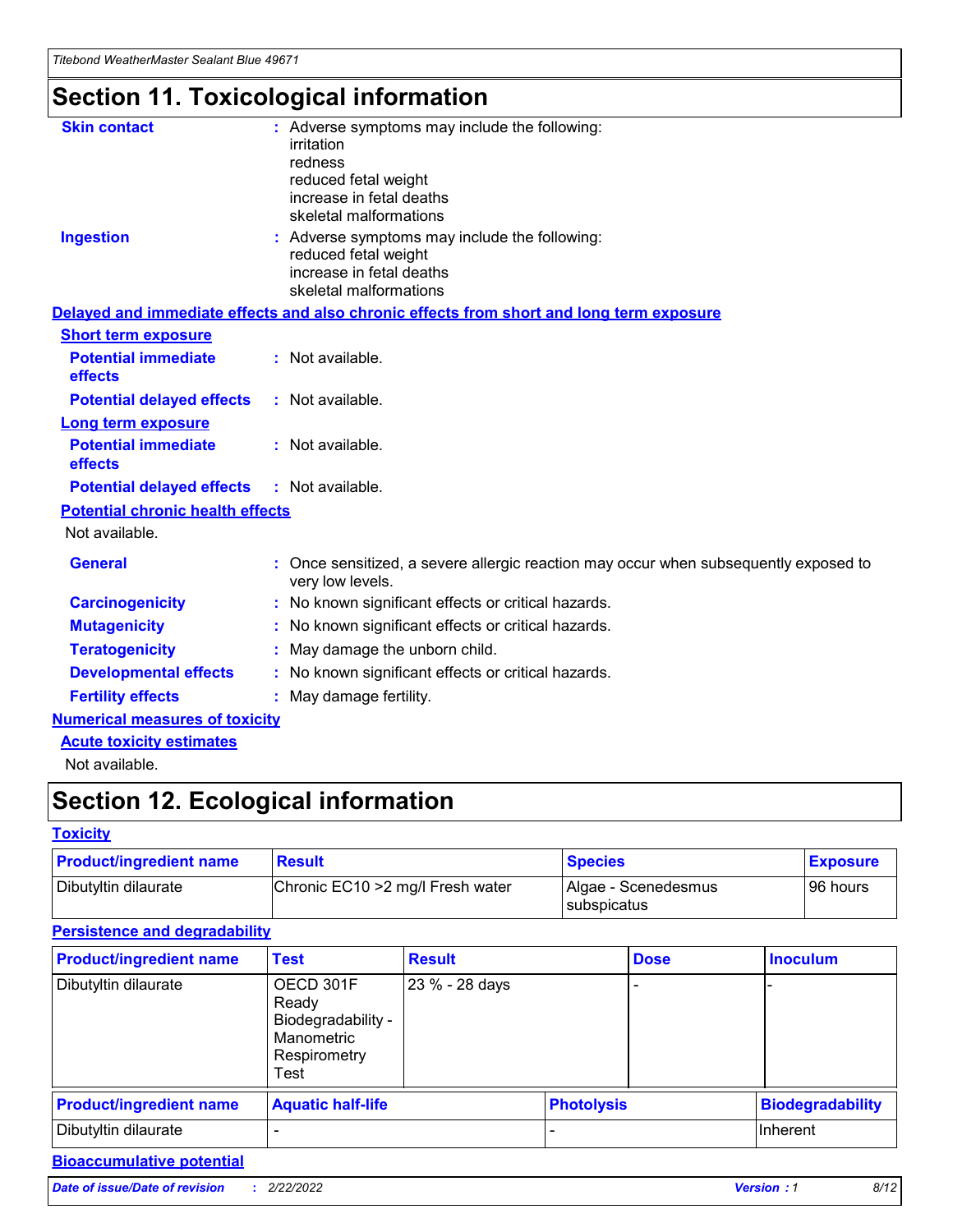# Section 11. Toxicological information

**Skin contact** : Adverse symptoms may include the following:
irritation
redness
reduced fetal weight
increase in fetal deaths
skeletal malformations

**Ingestion** : Adverse symptoms may include the following:
reduced fetal weight
increase in fetal deaths
skeletal malformations

**Delayed and immediate effects and also chronic effects from short and long term exposure**

**Short term exposure**

**Potential immediate effects** : Not available.

**Potential delayed effects** : Not available.

**Long term exposure**

**Potential immediate effects** : Not available.

**Potential delayed effects** : Not available.

**Potential chronic health effects**

Not available.

**General** : Once sensitized, a severe allergic reaction may occur when subsequently exposed to very low levels.

**Carcinogenicity** : No known significant effects or critical hazards.

**Mutagenicity** : No known significant effects or critical hazards.

**Teratogenicity** : May damage the unborn child.

**Developmental effects** : No known significant effects or critical hazards.

**Fertility effects** : May damage fertility.

**Numerical measures of toxicity**

**Acute toxicity estimates**

Not available.

# Section 12. Ecological information

**Toxicity**

| Product/ingredient name | Result | Species | Exposure |
|---|---|---|---|
| Dibutyltin dilaurate | Chronic EC10 >2 mg/l Fresh water | Algae - Scenedesmus subspicatus | 96 hours |

**Persistence and degradability**

| Product/ingredient name | Test | Result | Dose | Inoculum |
|---|---|---|---|---|
| Dibutyltin dilaurate | OECD 301F Ready Biodegradability - Manometric Respirometry Test | 23 % - 28 days | - | - |

| Product/ingredient name | Aquatic half-life | Photolysis | Biodegradability |
|---|---|---|---|
| Dibutyltin dilaurate | - | - | Inherent |

**Bioaccumulative potential**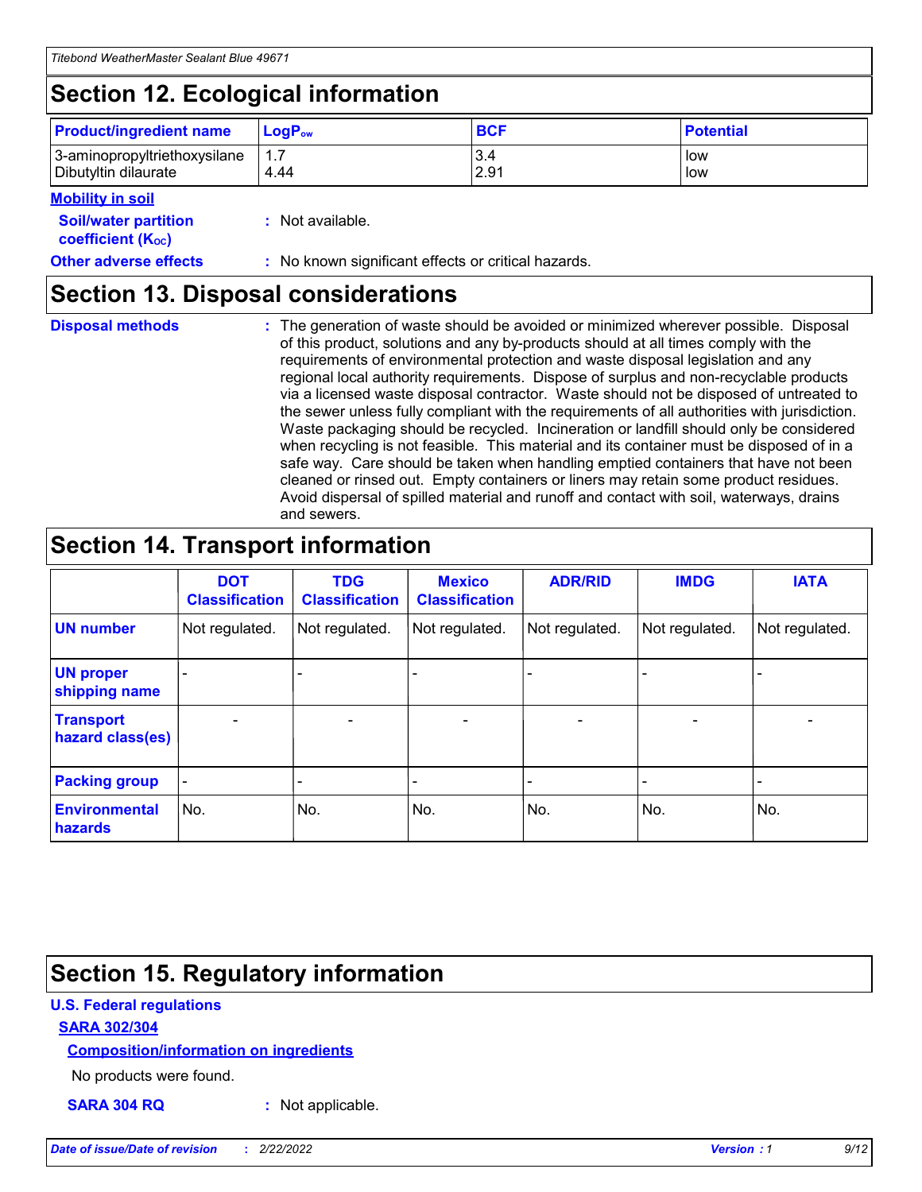## Section 12. Ecological information

| Product/ingredient name | $LogP_{ow}$ | BCF | Potential |
|---|---|---|---|
| 3-aminopropyltriethoxysilane | 1.7 | 3.4 | low |
| Dibutyltin dilaurate | 4.44 | 2.91 | low |

**Mobility in soil**

**Soil/water partition coefficient ($K_{OC}$)** : Not available.

**Other adverse effects** : No known significant effects or critical hazards.

## Section 13. Disposal considerations

**Disposal methods** : The generation of waste should be avoided or minimized wherever possible. Disposal of this product, solutions and any by-products should at all times comply with the requirements of environmental protection and waste disposal legislation and any regional local authority requirements. Dispose of surplus and non-recyclable products via a licensed waste disposal contractor. Waste should not be disposed of untreated to the sewer unless fully compliant with the requirements of all authorities with jurisdiction. Waste packaging should be recycled. Incineration or landfill should only be considered when recycling is not feasible. This material and its container must be disposed of in a safe way. Care should be taken when handling emptied containers that have not been cleaned or rinsed out. Empty containers or liners may retain some product residues. Avoid dispersal of spilled material and runoff and contact with soil, waterways, drains and sewers.

## Section 14. Transport information

| | DOT Classification | TDG Classification | Mexico Classification | ADR/RID | IMDG | IATA |
|---|---|---|---|---|---|---|
| UN number | Not regulated. | Not regulated. | Not regulated. | Not regulated. | Not regulated. | Not regulated. |
| UN proper shipping name | - | - | - | - | - | - |
| Transport hazard class(es) | - | - | - | - | - | - |
| Packing group | - | - | - | - | - | - |
| Environmental hazards | No. | No. | No. | No. | No. | No. |

## Section 15. Regulatory information

**U.S. Federal regulations**

**SARA 302/304**

**Composition/information on ingredients**

No products were found.

**SARA 304 RQ** : Not applicable.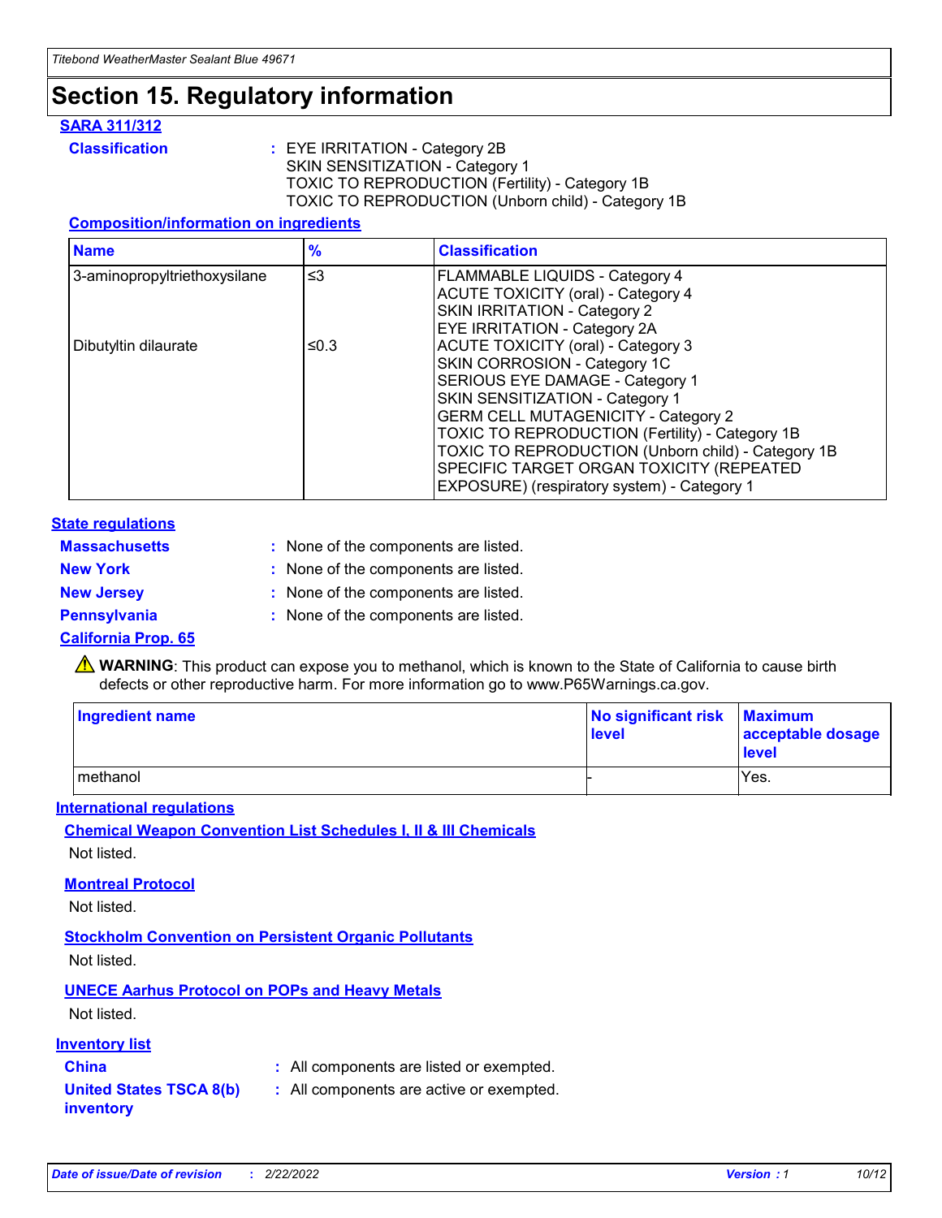# Section 15. Regulatory information

**SARA 311/312**

**Classification** : EYE IRRITATION - Category 2B
SKIN SENSITIZATION - Category 1
TOXIC TO REPRODUCTION (Fertility) - Category 1B
TOXIC TO REPRODUCTION (Unborn child) - Category 1B

**Composition/information on ingredients**

| Name | % | Classification |
|---|---|---|
| 3-aminopropyltriethoxysilane | ≤3 | FLAMMABLE LIQUIDS - Category 4<br>ACUTE TOXICITY (oral) - Category 4<br>SKIN IRRITATION - Category 2<br>EYE IRRITATION - Category 2A |
| Dibutyltin dilaurate | ≤0.3 | ACUTE TOXICITY (oral) - Category 3<br>SKIN CORROSION - Category 1C<br>SERIOUS EYE DAMAGE - Category 1<br>SKIN SENSITIZATION - Category 1<br>GERM CELL MUTAGENICITY - Category 2<br>TOXIC TO REPRODUCTION (Fertility) - Category 1B<br>TOXIC TO REPRODUCTION (Unborn child) - Category 1B<br>SPECIFIC TARGET ORGAN TOXICITY (REPEATED EXPOSURE) (respiratory system) - Category 1 |

**State regulations**

**Massachusetts** : None of the components are listed.

**New York** : None of the components are listed.

**New Jersey** : None of the components are listed.

**Pennsylvania** : None of the components are listed.

**California Prop. 65**

⚠ **WARNING**: This product can expose you to methanol, which is known to the State of California to cause birth defects or other reproductive harm. For more information go to www.P65Warnings.ca.gov.

| Ingredient name | No significant risk level | Maximum acceptable dosage level |
|---|---|---|
| methanol | - | Yes. |

**International regulations**

**Chemical Weapon Convention List Schedules I, II & III Chemicals**

Not listed.

**Montreal Protocol**

Not listed.

**Stockholm Convention on Persistent Organic Pollutants**

Not listed.

**UNECE Aarhus Protocol on POPs and Heavy Metals**

Not listed.

**Inventory list**

**China** : All components are listed or exempted.

**United States TSCA 8(b) inventory** : All components are active or exempted.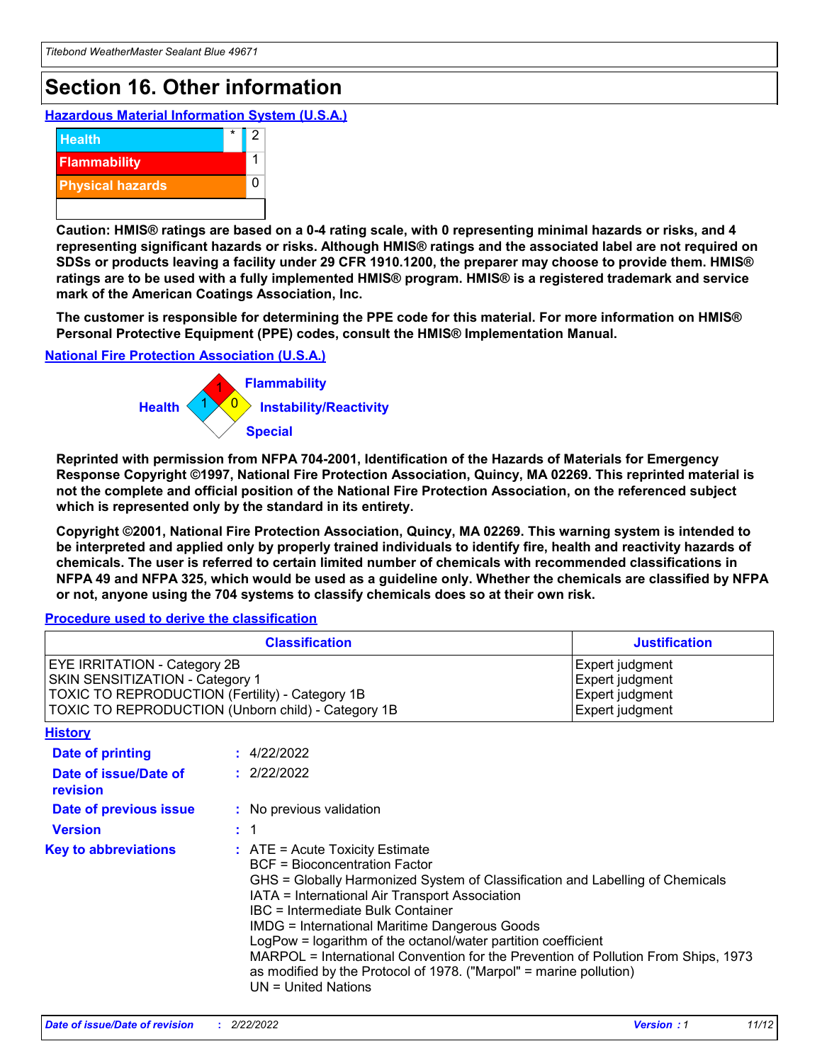# Section 16. Other information

### Hazardous Material Information System (U.S.A.)

| | | |
|---|---|---|
| Health | * | 2 |
| Flammability | | 1 |
| Physical hazards | | 0 |
| | | |

**Caution: HMIS® ratings are based on a 0-4 rating scale, with 0 representing minimal hazards or risks, and 4 representing significant hazards or risks. Although HMIS® ratings and the associated label are not required on SDSs or products leaving a facility under 29 CFR 1910.1200, the preparer may choose to provide them. HMIS® ratings are to be used with a fully implemented HMIS® program. HMIS® is a registered trademark and service mark of the American Coatings Association, Inc.**

**The customer is responsible for determining the PPE code for this material. For more information on HMIS® Personal Protective Equipment (PPE) codes, consult the HMIS® Implementation Manual.**

### National Fire Protection Association (U.S.A.)

- Flammability: 1
- Health: 1
- Instability/Reactivity: 0
- Special:

**Reprinted with permission from NFPA 704-2001, Identification of the Hazards of Materials for Emergency Response Copyright ©1997, National Fire Protection Association, Quincy, MA 02269. This reprinted material is not the complete and official position of the National Fire Protection Association, on the referenced subject which is represented only by the standard in its entirety.**

**Copyright ©2001, National Fire Protection Association, Quincy, MA 02269. This warning system is intended to be interpreted and applied only by properly trained individuals to identify fire, health and reactivity hazards of chemicals. The user is referred to certain limited number of chemicals with recommended classifications in NFPA 49 and NFPA 325, which would be used as a guideline only. Whether the chemicals are classified by NFPA or not, anyone using the 704 systems to classify chemicals does so at their own risk.**

### Procedure used to derive the classification

| Classification | Justification |
|---|---|
| EYE IRRITATION - Category 2B | Expert judgment |
| SKIN SENSITIZATION - Category 1 | Expert judgment |
| TOXIC TO REPRODUCTION (Fertility) - Category 1B | Expert judgment |
| TOXIC TO REPRODUCTION (Unborn child) - Category 1B | Expert judgment |

### History

**Date of printing** : 4/22/2022

**Date of issue/Date of revision** : 2/22/2022

**Date of previous issue** : No previous validation

**Version** : 1

**Key to abbreviations** :
ATE = Acute Toxicity Estimate
BCF = Bioconcentration Factor
GHS = Globally Harmonized System of Classification and Labelling of Chemicals
IATA = International Air Transport Association
IBC = Intermediate Bulk Container
IMDG = International Maritime Dangerous Goods
LogPow = logarithm of the octanol/water partition coefficient
MARPOL = International Convention for the Prevention of Pollution From Ships, 1973 as modified by the Protocol of 1978. ("Marpol" = marine pollution)
UN = United Nations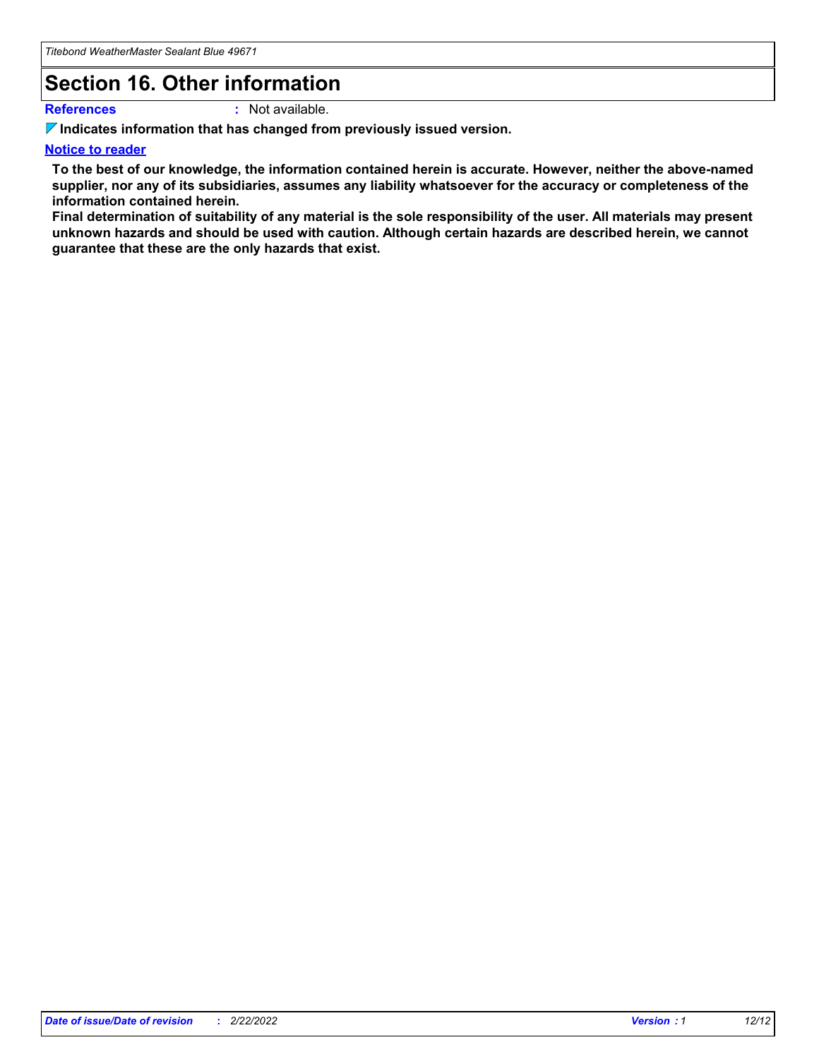# Section 16. Other information

**References** : Not available.

**Indicates information that has changed from previously issued version.**

**Notice to reader**

**To the best of our knowledge, the information contained herein is accurate. However, neither the above-named supplier, nor any of its subsidiaries, assumes any liability whatsoever for the accuracy or completeness of the information contained herein.**

**Final determination of suitability of any material is the sole responsibility of the user. All materials may present unknown hazards and should be used with caution. Although certain hazards are described herein, we cannot guarantee that these are the only hazards that exist.**